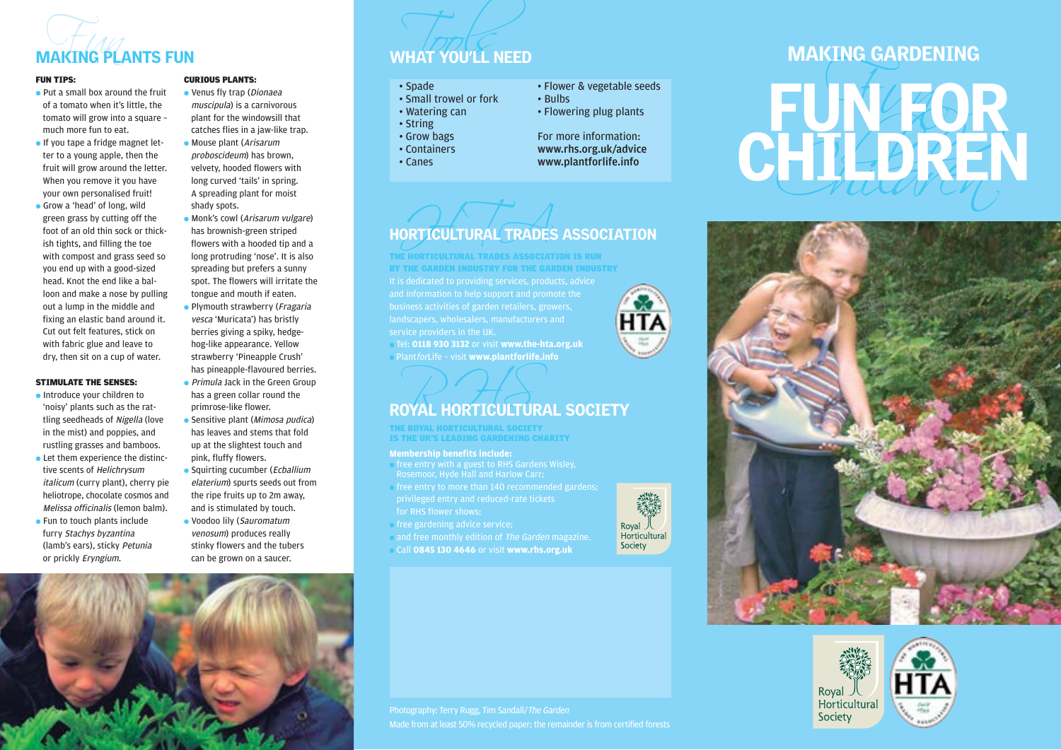## MAKING PLANTS FUN

**FUN TIPS:**

- Put a small box around the fruit of a tomato when it's little, the tomato will grow into a square – much more fun to eat.
- If you tape a fridge magnet letter to a young apple, then the fruit will grow around the letter. When you remove it you have your own personalised fruit!
- Grow a 'head' of long, wild green grass by cutting off the foot of an old thin sock or thick-ish tights, and filling the toe with compost and grass seed so you end up with a good-sized head. Knot the end like a balloon and make a nose by pulling out a lump in the middle and fixing an elastic band around it. Cut out felt features, stick on with fabric glue and leave to dry, then sit on a cup of water.

**STIMULATE THE SENSES:**

- Introduce your children to 'noisy' plants such as the rattling seedheads of *Nigella* (love in the mist) and poppies, and rustling grasses and bamboos.
- Let them experience the distinctive scents of *Helichrysum italicum* (curry plant), cherry pie heliotrope, chocolate cosmos and *Melissa officinalis* (lemon balm).
- Fun to touch plants include furry *Stachys byzantina* (lamb's ears), sticky *Petunia* or prickly *Eryngium*.

**CURIOUS PLANTS:**

- Venus fly trap (*Dionaea muscipula*) is a carnivorous plant for the windowsill that catches flies in a jaw-like trap.
- Mouse plant (*Arisarum proboscideum*) has brown, velvety, hooded flowers with long curved 'tails' in spring. A spreading plant for moist shady spots.
- Monk's cowl (*Arisarum vulgare*) has brownish-green striped flowers with a hooded tip and a long protruding 'nose'. It is also spreading but prefers a sunny spot. The flowers will irritate the tongue and mouth if eaten.
- Plymouth strawberry (*Fragaria vesca* 'Muricata') has bristly berries giving a spiky, hedgehog-like appearance. Yellow strawberry 'Pineapple Crush' has pineapple-flavoured berries.
- *Primula* Jack in the Green Group has a green collar round the primrose-like flower.
- Sensitive plant (*Mimosa pudica*) has leaves and stems that fold up at the slightest touch and pink, fluffy flowers.
- Squirting cucumber (*Ecballium elaterium*) spurts seeds out from the ripe fruits up to 2m away, and is stimulated by touch.
- Voodoo lily (*Sauromatum venosum*) produces really stinky flowers and the tubers can be grown on a saucer.

## WHAT YOU'LL NEED

- Spade
- Small trowel or fork
- Watering can
- String
- Grow bags
- Containers
- Canes
- Flower & vegetable seeds
- Bulbs
- Flowering plug plants

For more information:
**www.rhs.org.uk/advice**
**www.plantforlife.info**

## HORTICULTURAL TRADES ASSOCIATION

**THE HORTICULTURAL TRADES ASSOCIATION IS RUN BY THE GARDEN INDUSTRY FOR THE GARDEN INDUSTRY**

It is dedicated to providing services, products, advice and information to help support and promote the business activities of garden retailers, growers, landscapers, wholesalers, manufacturers and service providers in the UK.

- Tel: **0118 930 3132** or visit **www.the-hta.org.uk**
- Plant*for*Life – visit **www.plantforlife.info**

## ROYAL HORTICULTURAL SOCIETY

**THE ROYAL HORTICULTURAL SOCIETY IS THE UK'S LEADING GARDENING CHARITY**

**Membership benefits include:**

- free entry with a guest to RHS Gardens Wisley, Rosemoor, Hyde Hall and Harlow Carr;
- free entry to more than 140 recommended gardens; privileged entry and reduced-rate tickets for RHS flower shows;
- free gardening advice service;
- and free monthly edition of *The Garden* magazine.
- Call **0845 130 4646** or visit **www.rhs.org.uk**

Photography: Terry Rugg, Tim Sandall/*The Garden*
Made from at least 50% recycled paper; the remainder is from certified forests

# MAKING GARDENING FUN FOR CHILDREN

Royal Horticultural Society

HTA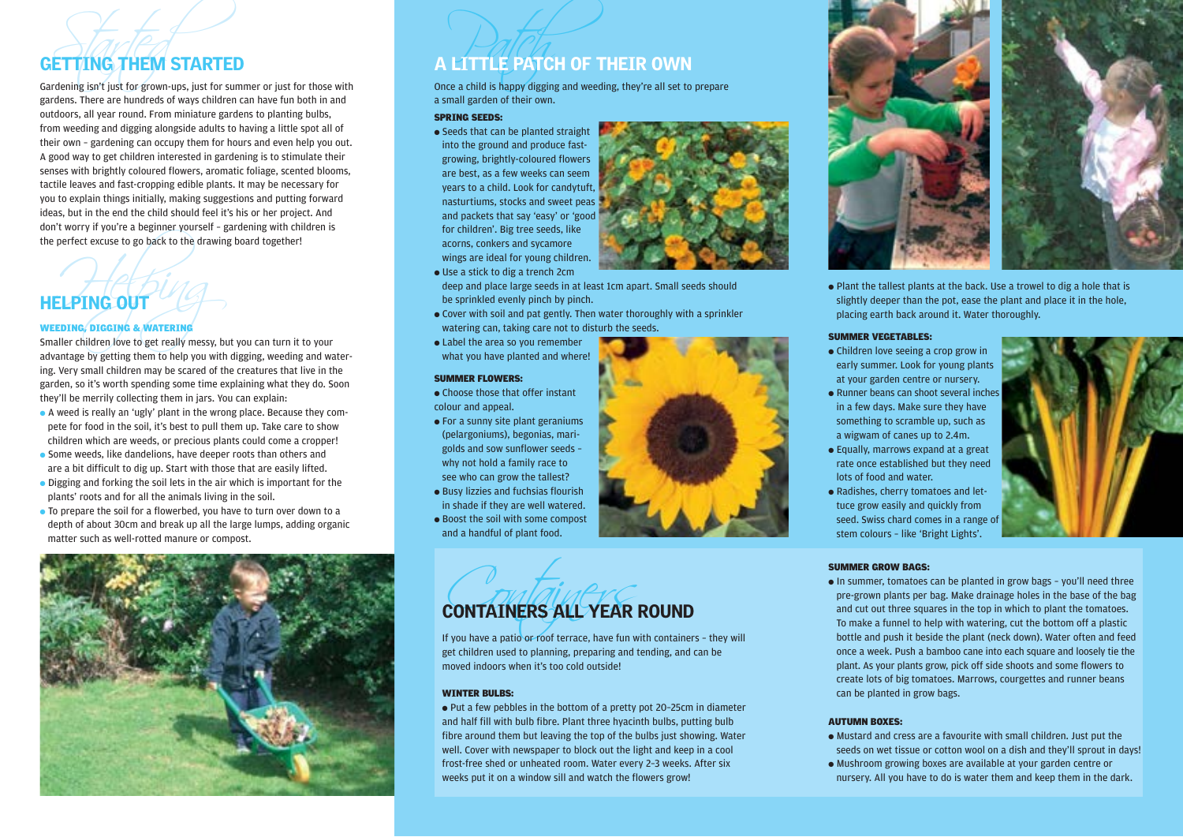## GETTING THEM STARTED

Gardening isn't just for grown-ups, just for summer or just for those with gardens. There are hundreds of ways children can have fun both in and outdoors, all year round. From miniature gardens to planting bulbs, from weeding and digging alongside adults to having a little spot all of their own – gardening can occupy them for hours and even help you out. A good way to get children interested in gardening is to stimulate their senses with brightly coloured flowers, aromatic foliage, scented blooms, tactile leaves and fast-cropping edible plants. It may be necessary for you to explain things initially, making suggestions and putting forward ideas, but in the end the child should feel it's his or her project. And don't worry if you're a beginner yourself – gardening with children is the perfect excuse to go back to the drawing board together!

## HELPING OUT

### WEEDING, DIGGING & WATERING

Smaller children love to get really messy, but you can turn it to your advantage by getting them to help you with digging, weeding and watering. Very small children may be scared of the creatures that live in the garden, so it's worth spending some time explaining what they do. Soon they'll be merrily collecting them in jars. You can explain:

- A weed is really an 'ugly' plant in the wrong place. Because they compete for food in the soil, it's best to pull them up. Take care to show children which are weeds, or precious plants could come a cropper!
- Some weeds, like dandelions, have deeper roots than others and are a bit difficult to dig up. Start with those that are easily lifted.
- Digging and forking the soil lets in the air which is important for the plants' roots and for all the animals living in the soil.
- To prepare the soil for a flowerbed, you have to turn over down to a depth of about 30cm and break up all the large lumps, adding organic matter such as well-rotted manure or compost.

## A LITTLE PATCH OF THEIR OWN

Once a child is happy digging and weeding, they're all set to prepare a small garden of their own.

### SPRING SEEDS:

- Seeds that can be planted straight into the ground and produce fast-growing, brightly-coloured flowers are best, as a few weeks can seem years to a child. Look for candytuft, nasturtiums, stocks and sweet peas and packets that say 'easy' or 'good for children'. Big tree seeds, like acorns, conkers and sycamore wings are ideal for young children.
- Use a stick to dig a trench 2cm deep and place large seeds in at least 1cm apart. Small seeds should be sprinkled evenly pinch by pinch.
- Cover with soil and pat gently. Then water thoroughly with a sprinkler watering can, taking care not to disturb the seeds.
- Label the area so you remember what you have planted and where!

### SUMMER FLOWERS:

- Choose those that offer instant colour and appeal.
- For a sunny site plant geraniums (pelargoniums), begonias, marigolds and sow sunflower seeds – why not hold a family race to see who can grow the tallest?
- Busy lizzies and fuchsias flourish in shade if they are well watered.
- Boost the soil with some compost and a handful of plant food.
- Plant the tallest plants at the back. Use a trowel to dig a hole that is slightly deeper than the pot, ease the plant and place it in the hole, placing earth back around it. Water thoroughly.

### SUMMER VEGETABLES:

- Children love seeing a crop grow in early summer. Look for young plants at your garden centre or nursery.
- Runner beans can shoot several inches in a few days. Make sure they have something to scramble up, such as a wigwam of canes up to 2.4m.
- Equally, marrows expand at a great rate once established but they need lots of food and water.
- Radishes, cherry tomatoes and lettuce grow easily and quickly from seed. Swiss chard comes in a range of stem colours – like 'Bright Lights'.

## CONTAINERS ALL YEAR ROUND

If you have a patio or roof terrace, have fun with containers – they will get children used to planning, preparing and tending, and can be moved indoors when it's too cold outside!

### WINTER BULBS:

- Put a few pebbles in the bottom of a pretty pot 20-25cm in diameter and half fill with bulb fibre. Plant three hyacinth bulbs, putting bulb fibre around them but leaving the top of the bulbs just showing. Water well. Cover with newspaper to block out the light and keep in a cool frost-free shed or unheated room. Water every 2-3 weeks. After six weeks put it on a window sill and watch the flowers grow!

### SUMMER GROW BAGS:

- In summer, tomatoes can be planted in grow bags – you'll need three pre-grown plants per bag. Make drainage holes in the base of the bag and cut out three squares in the top in which to plant the tomatoes. To make a funnel to help with watering, cut the bottom off a plastic bottle and push it beside the plant (neck down). Water often and feed once a week. Push a bamboo cane into each square and loosely tie the plant. As your plants grow, pick off side shoots and some flowers to create lots of big tomatoes. Marrows, courgettes and runner beans can be planted in grow bags.

### AUTUMN BOXES:

- Mustard and cress are a favourite with small children. Just put the seeds on wet tissue or cotton wool on a dish and they'll sprout in days!
- Mushroom growing boxes are available at your garden centre or nursery. All you have to do is water them and keep them in the dark.